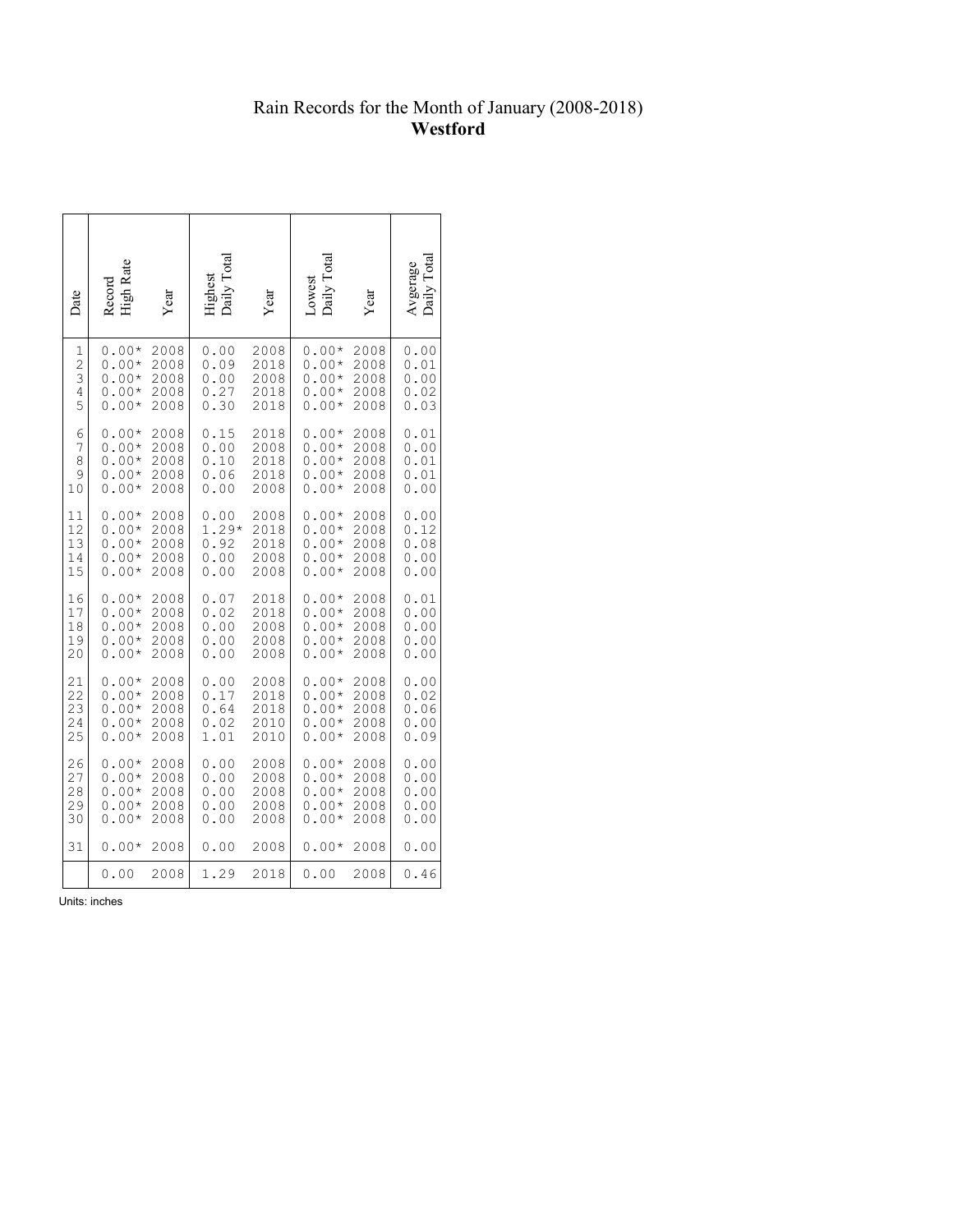# Rain Records for the Month of January (2008-2018)

## **Westford**

| Date | Record High Rate | Year | Highest Daily Total | Year | Lowest Daily Total | Year | Avgerage Daily Total |
|---|---|---|---|---|---|---|---|
| 1 | 0.00* | 2008 | 0.00 | 2008 | 0.00* | 2008 | 0.00 |
| 2 | 0.00* | 2008 | 0.09 | 2018 | 0.00* | 2008 | 0.01 |
| 3 | 0.00* | 2008 | 0.00 | 2008 | 0.00* | 2008 | 0.00 |
| 4 | 0.00* | 2008 | 0.27 | 2018 | 0.00* | 2008 | 0.02 |
| 5 | 0.00* | 2008 | 0.30 | 2018 | 0.00* | 2008 | 0.03 |
| 6 | 0.00* | 2008 | 0.15 | 2018 | 0.00* | 2008 | 0.01 |
| 7 | 0.00* | 2008 | 0.00 | 2008 | 0.00* | 2008 | 0.00 |
| 8 | 0.00* | 2008 | 0.10 | 2018 | 0.00* | 2008 | 0.01 |
| 9 | 0.00* | 2008 | 0.06 | 2018 | 0.00* | 2008 | 0.01 |
| 10 | 0.00* | 2008 | 0.00 | 2008 | 0.00* | 2008 | 0.00 |
| 11 | 0.00* | 2008 | 0.00 | 2008 | 0.00* | 2008 | 0.00 |
| 12 | 0.00* | 2008 | 1.29* | 2018 | 0.00* | 2008 | 0.12 |
| 13 | 0.00* | 2008 | 0.92 | 2018 | 0.00* | 2008 | 0.08 |
| 14 | 0.00* | 2008 | 0.00 | 2008 | 0.00* | 2008 | 0.00 |
| 15 | 0.00* | 2008 | 0.00 | 2008 | 0.00* | 2008 | 0.00 |
| 16 | 0.00* | 2008 | 0.07 | 2018 | 0.00* | 2008 | 0.01 |
| 17 | 0.00* | 2008 | 0.02 | 2018 | 0.00* | 2008 | 0.00 |
| 18 | 0.00* | 2008 | 0.00 | 2008 | 0.00* | 2008 | 0.00 |
| 19 | 0.00* | 2008 | 0.00 | 2008 | 0.00* | 2008 | 0.00 |
| 20 | 0.00* | 2008 | 0.00 | 2008 | 0.00* | 2008 | 0.00 |
| 21 | 0.00* | 2008 | 0.00 | 2008 | 0.00* | 2008 | 0.00 |
| 22 | 0.00* | 2008 | 0.17 | 2018 | 0.00* | 2008 | 0.02 |
| 23 | 0.00* | 2008 | 0.64 | 2018 | 0.00* | 2008 | 0.06 |
| 24 | 0.00* | 2008 | 0.02 | 2010 | 0.00* | 2008 | 0.00 |
| 25 | 0.00* | 2008 | 1.01 | 2010 | 0.00* | 2008 | 0.09 |
| 26 | 0.00* | 2008 | 0.00 | 2008 | 0.00* | 2008 | 0.00 |
| 27 | 0.00* | 2008 | 0.00 | 2008 | 0.00* | 2008 | 0.00 |
| 28 | 0.00* | 2008 | 0.00 | 2008 | 0.00* | 2008 | 0.00 |
| 29 | 0.00* | 2008 | 0.00 | 2008 | 0.00* | 2008 | 0.00 |
| 30 | 0.00* | 2008 | 0.00 | 2008 | 0.00* | 2008 | 0.00 |
| 31 | 0.00* | 2008 | 0.00 | 2008 | 0.00* | 2008 | 0.00 |
| | 0.00 | 2008 | 1.29 | 2018 | 0.00 | 2008 | 0.46 |

Units: inches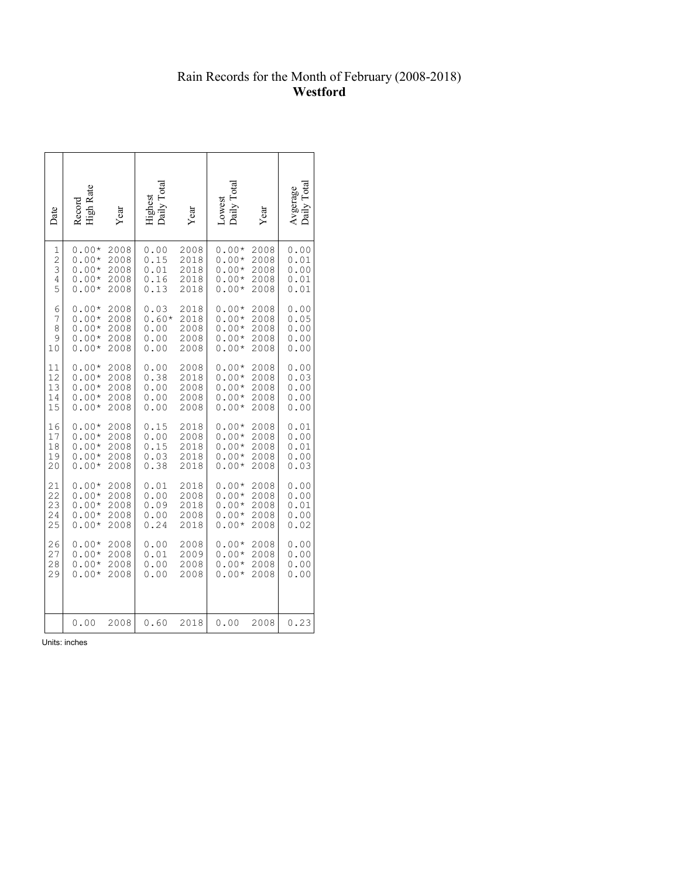# Rain Records for the Month of February (2008-2018)
## Westford

| Date | Record High Rate | Year | Highest Daily Total | Year | Lowest Daily Total | Year | Avgerage Daily Total |
|---|---|---|---|---|---|---|---|
| 1 | 0.00* | 2008 | 0.00 | 2008 | 0.00* | 2008 | 0.00 |
| 2 | 0.00* | 2008 | 0.15 | 2018 | 0.00* | 2008 | 0.01 |
| 3 | 0.00* | 2008 | 0.01 | 2018 | 0.00* | 2008 | 0.00 |
| 4 | 0.00* | 2008 | 0.16 | 2018 | 0.00* | 2008 | 0.01 |
| 5 | 0.00* | 2008 | 0.13 | 2018 | 0.00* | 2008 | 0.01 |
| 6 | 0.00* | 2008 | 0.03 | 2018 | 0.00* | 2008 | 0.00 |
| 7 | 0.00* | 2008 | 0.60* | 2018 | 0.00* | 2008 | 0.05 |
| 8 | 0.00* | 2008 | 0.00 | 2008 | 0.00* | 2008 | 0.00 |
| 9 | 0.00* | 2008 | 0.00 | 2008 | 0.00* | 2008 | 0.00 |
| 10 | 0.00* | 2008 | 0.00 | 2008 | 0.00* | 2008 | 0.00 |
| 11 | 0.00* | 2008 | 0.00 | 2008 | 0.00* | 2008 | 0.00 |
| 12 | 0.00* | 2008 | 0.38 | 2018 | 0.00* | 2008 | 0.03 |
| 13 | 0.00* | 2008 | 0.00 | 2008 | 0.00* | 2008 | 0.00 |
| 14 | 0.00* | 2008 | 0.00 | 2008 | 0.00* | 2008 | 0.00 |
| 15 | 0.00* | 2008 | 0.00 | 2008 | 0.00* | 2008 | 0.00 |
| 16 | 0.00* | 2008 | 0.15 | 2018 | 0.00* | 2008 | 0.01 |
| 17 | 0.00* | 2008 | 0.00 | 2008 | 0.00* | 2008 | 0.00 |
| 18 | 0.00* | 2008 | 0.15 | 2018 | 0.00* | 2008 | 0.01 |
| 19 | 0.00* | 2008 | 0.03 | 2018 | 0.00* | 2008 | 0.00 |
| 20 | 0.00* | 2008 | 0.38 | 2018 | 0.00* | 2008 | 0.03 |
| 21 | 0.00* | 2008 | 0.01 | 2018 | 0.00* | 2008 | 0.00 |
| 22 | 0.00* | 2008 | 0.00 | 2008 | 0.00* | 2008 | 0.00 |
| 23 | 0.00* | 2008 | 0.09 | 2018 | 0.00* | 2008 | 0.01 |
| 24 | 0.00* | 2008 | 0.00 | 2008 | 0.00* | 2008 | 0.00 |
| 25 | 0.00* | 2008 | 0.24 | 2018 | 0.00* | 2008 | 0.02 |
| 26 | 0.00* | 2008 | 0.00 | 2008 | 0.00* | 2008 | 0.00 |
| 27 | 0.00* | 2008 | 0.01 | 2009 | 0.00* | 2008 | 0.00 |
| 28 | 0.00* | 2008 | 0.00 | 2008 | 0.00* | 2008 | 0.00 |
| 29 | 0.00* | 2008 | 0.00 | 2008 | 0.00* | 2008 | 0.00 |
| | 0.00 | 2008 | 0.60 | 2018 | 0.00 | 2008 | 0.23 |

Units: inches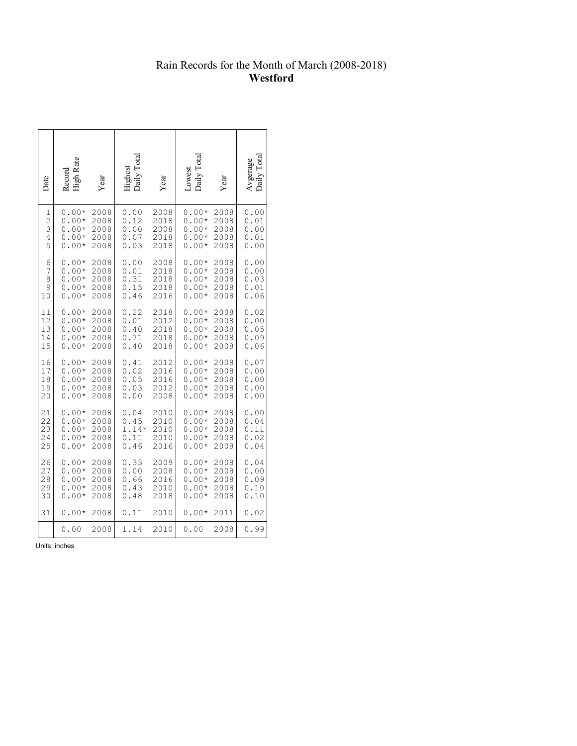# Rain Records for the Month of March (2008-2018)
## **Westford**

| Date | Record High Rate | Year | Highest Daily Total | Year | Lowest Daily Total | Year | Avgerage Daily Total |
|---|---|---|---|---|---|---|---|
| 1 | 0.00* | 2008 | 0.00 | 2008 | 0.00* | 2008 | 0.00 |
| 2 | 0.00* | 2008 | 0.12 | 2018 | 0.00* | 2008 | 0.01 |
| 3 | 0.00* | 2008 | 0.00 | 2008 | 0.00* | 2008 | 0.00 |
| 4 | 0.00* | 2008 | 0.07 | 2018 | 0.00* | 2008 | 0.01 |
| 5 | 0.00* | 2008 | 0.03 | 2018 | 0.00* | 2008 | 0.00 |
| 6 | 0.00* | 2008 | 0.00 | 2008 | 0.00* | 2008 | 0.00 |
| 7 | 0.00* | 2008 | 0.01 | 2018 | 0.00* | 2008 | 0.00 |
| 8 | 0.00* | 2008 | 0.31 | 2018 | 0.00* | 2008 | 0.03 |
| 9 | 0.00* | 2008 | 0.15 | 2018 | 0.00* | 2008 | 0.01 |
| 10 | 0.00* | 2008 | 0.46 | 2016 | 0.00* | 2008 | 0.06 |
| 11 | 0.00* | 2008 | 0.22 | 2018 | 0.00* | 2008 | 0.02 |
| 12 | 0.00* | 2008 | 0.01 | 2012 | 0.00* | 2008 | 0.00 |
| 13 | 0.00* | 2008 | 0.40 | 2018 | 0.00* | 2008 | 0.05 |
| 14 | 0.00* | 2008 | 0.71 | 2018 | 0.00* | 2008 | 0.09 |
| 15 | 0.00* | 2008 | 0.40 | 2018 | 0.00* | 2008 | 0.06 |
| 16 | 0.00* | 2008 | 0.41 | 2012 | 0.00* | 2008 | 0.07 |
| 17 | 0.00* | 2008 | 0.02 | 2016 | 0.00* | 2008 | 0.00 |
| 18 | 0.00* | 2008 | 0.05 | 2016 | 0.00* | 2008 | 0.00 |
| 19 | 0.00* | 2008 | 0.03 | 2012 | 0.00* | 2008 | 0.00 |
| 20 | 0.00* | 2008 | 0.00 | 2008 | 0.00* | 2008 | 0.00 |
| 21 | 0.00* | 2008 | 0.04 | 2010 | 0.00* | 2008 | 0.00 |
| 22 | 0.00* | 2008 | 0.45 | 2010 | 0.00* | 2008 | 0.04 |
| 23 | 0.00* | 2008 | 1.14* | 2010 | 0.00* | 2008 | 0.11 |
| 24 | 0.00* | 2008 | 0.11 | 2010 | 0.00* | 2008 | 0.02 |
| 25 | 0.00* | 2008 | 0.46 | 2016 | 0.00* | 2008 | 0.04 |
| 26 | 0.00* | 2008 | 0.33 | 2009 | 0.00* | 2008 | 0.04 |
| 27 | 0.00* | 2008 | 0.00 | 2008 | 0.00* | 2008 | 0.00 |
| 28 | 0.00* | 2008 | 0.66 | 2016 | 0.00* | 2008 | 0.09 |
| 29 | 0.00* | 2008 | 0.43 | 2010 | 0.00* | 2008 | 0.10 |
| 30 | 0.00* | 2008 | 0.48 | 2018 | 0.00* | 2008 | 0.10 |
| 31 | 0.00* | 2008 | 0.11 | 2010 | 0.00* | 2011 | 0.02 |
| | 0.00 | 2008 | 1.14 | 2010 | 0.00 | 2008 | 0.99 |

Units: inches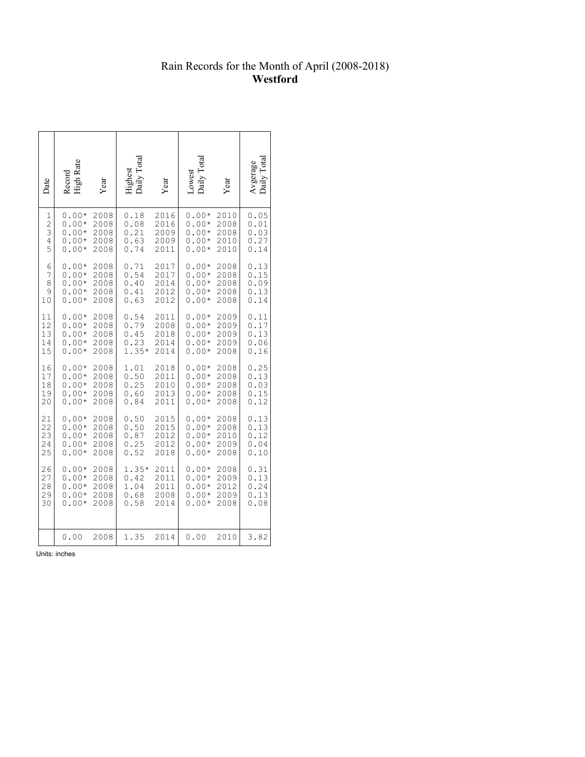Rain Records for the Month of April (2008-2018)
**Westford**

| Date | Record High Rate | Year | Highest Daily Total | Year | Lowest Daily Total | Year | Avgerage Daily Total |
|---|---|---|---|---|---|---|---|
| 1 | 0.00* | 2008 | 0.18 | 2016 | 0.00* | 2010 | 0.05 |
| 2 | 0.00* | 2008 | 0.08 | 2016 | 0.00* | 2008 | 0.01 |
| 3 | 0.00* | 2008 | 0.21 | 2009 | 0.00* | 2008 | 0.03 |
| 4 | 0.00* | 2008 | 0.63 | 2009 | 0.00* | 2010 | 0.27 |
| 5 | 0.00* | 2008 | 0.74 | 2011 | 0.00* | 2010 | 0.14 |
| 6 | 0.00* | 2008 | 0.71 | 2017 | 0.00* | 2008 | 0.13 |
| 7 | 0.00* | 2008 | 0.54 | 2017 | 0.00* | 2008 | 0.15 |
| 8 | 0.00* | 2008 | 0.40 | 2014 | 0.00* | 2008 | 0.09 |
| 9 | 0.00* | 2008 | 0.41 | 2012 | 0.00* | 2008 | 0.13 |
| 10 | 0.00* | 2008 | 0.63 | 2012 | 0.00* | 2008 | 0.14 |
| 11 | 0.00* | 2008 | 0.54 | 2011 | 0.00* | 2009 | 0.11 |
| 12 | 0.00* | 2008 | 0.79 | 2008 | 0.00* | 2009 | 0.17 |
| 13 | 0.00* | 2008 | 0.45 | 2018 | 0.00* | 2009 | 0.13 |
| 14 | 0.00* | 2008 | 0.23 | 2014 | 0.00* | 2009 | 0.06 |
| 15 | 0.00* | 2008 | 1.35* | 2014 | 0.00* | 2008 | 0.16 |
| 16 | 0.00* | 2008 | 1.01 | 2018 | 0.00* | 2008 | 0.25 |
| 17 | 0.00* | 2008 | 0.50 | 2011 | 0.00* | 2008 | 0.13 |
| 18 | 0.00* | 2008 | 0.25 | 2010 | 0.00* | 2008 | 0.03 |
| 19 | 0.00* | 2008 | 0.60 | 2013 | 0.00* | 2008 | 0.15 |
| 20 | 0.00* | 2008 | 0.84 | 2011 | 0.00* | 2008 | 0.12 |
| 21 | 0.00* | 2008 | 0.50 | 2015 | 0.00* | 2008 | 0.13 |
| 22 | 0.00* | 2008 | 0.50 | 2015 | 0.00* | 2008 | 0.13 |
| 23 | 0.00* | 2008 | 0.87 | 2012 | 0.00* | 2010 | 0.12 |
| 24 | 0.00* | 2008 | 0.25 | 2012 | 0.00* | 2009 | 0.04 |
| 25 | 0.00* | 2008 | 0.52 | 2018 | 0.00* | 2008 | 0.10 |
| 26 | 0.00* | 2008 | 1.35* | 2011 | 0.00* | 2008 | 0.31 |
| 27 | 0.00* | 2008 | 0.42 | 2011 | 0.00* | 2009 | 0.13 |
| 28 | 0.00* | 2008 | 1.04 | 2011 | 0.00* | 2012 | 0.24 |
| 29 | 0.00* | 2008 | 0.68 | 2008 | 0.00* | 2009 | 0.13 |
| 30 | 0.00* | 2008 | 0.58 | 2014 | 0.00* | 2008 | 0.08 |
| | 0.00 | 2008 | 1.35 | 2014 | 0.00 | 2010 | 3.82 |

Units: inches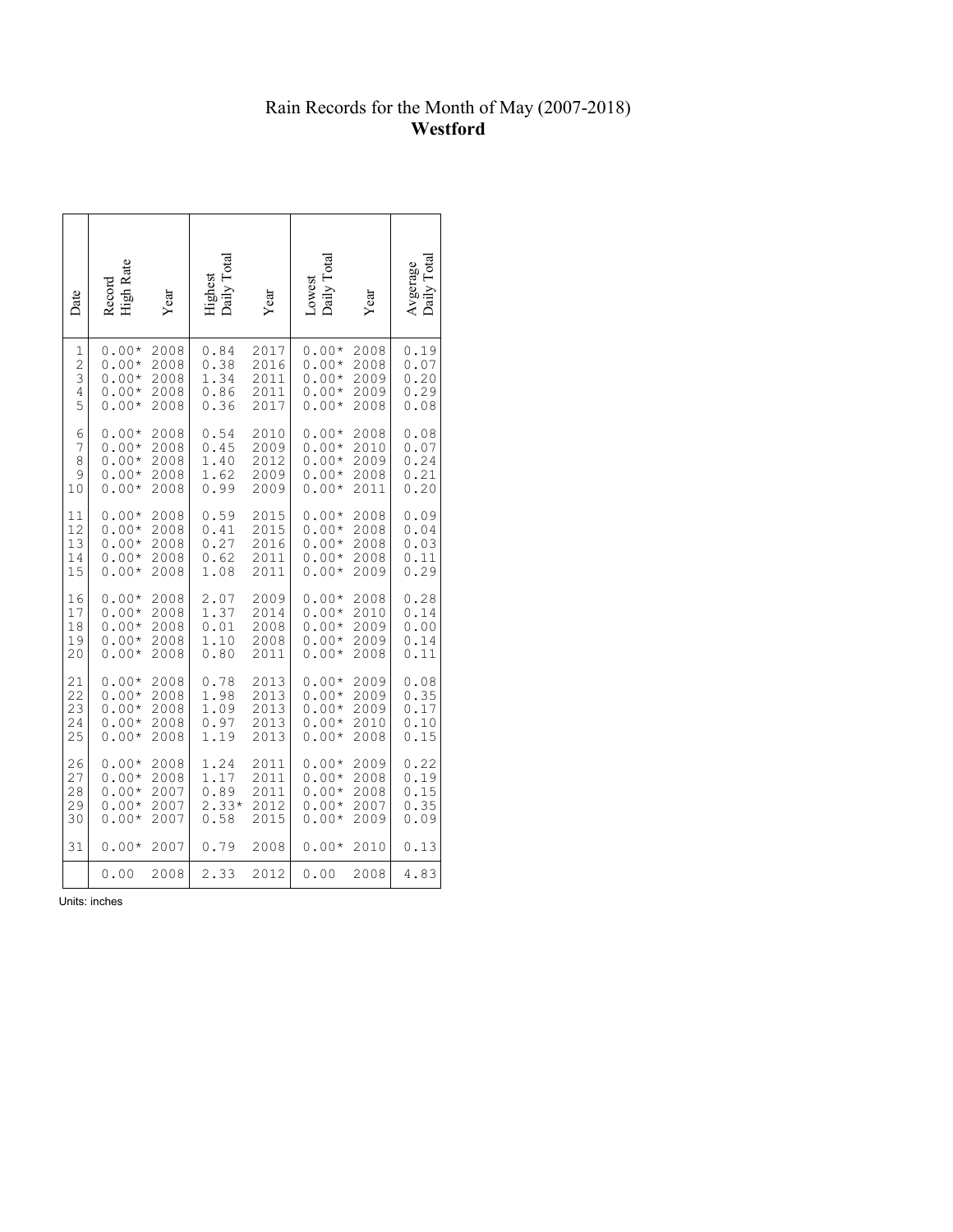# Rain Records for the Month of May (2007-2018)
## **Westford**

| Date | Record High Rate | Year | Highest Daily Total | Year | Lowest Daily Total | Year | Avgerage Daily Total |
|---|---|---|---|---|---|---|---|
| 1 | 0.00* | 2008 | 0.84 | 2017 | 0.00* | 2008 | 0.19 |
| 2 | 0.00* | 2008 | 0.38 | 2016 | 0.00* | 2008 | 0.07 |
| 3 | 0.00* | 2008 | 1.34 | 2011 | 0.00* | 2009 | 0.20 |
| 4 | 0.00* | 2008 | 0.86 | 2011 | 0.00* | 2009 | 0.29 |
| 5 | 0.00* | 2008 | 0.36 | 2017 | 0.00* | 2008 | 0.08 |
| 6 | 0.00* | 2008 | 0.54 | 2010 | 0.00* | 2008 | 0.08 |
| 7 | 0.00* | 2008 | 0.45 | 2009 | 0.00* | 2010 | 0.07 |
| 8 | 0.00* | 2008 | 1.40 | 2012 | 0.00* | 2009 | 0.24 |
| 9 | 0.00* | 2008 | 1.62 | 2009 | 0.00* | 2008 | 0.21 |
| 10 | 0.00* | 2008 | 0.99 | 2009 | 0.00* | 2011 | 0.20 |
| 11 | 0.00* | 2008 | 0.59 | 2015 | 0.00* | 2008 | 0.09 |
| 12 | 0.00* | 2008 | 0.41 | 2015 | 0.00* | 2008 | 0.04 |
| 13 | 0.00* | 2008 | 0.27 | 2016 | 0.00* | 2008 | 0.03 |
| 14 | 0.00* | 2008 | 0.62 | 2011 | 0.00* | 2008 | 0.11 |
| 15 | 0.00* | 2008 | 1.08 | 2011 | 0.00* | 2009 | 0.29 |
| 16 | 0.00* | 2008 | 2.07 | 2009 | 0.00* | 2008 | 0.28 |
| 17 | 0.00* | 2008 | 1.37 | 2014 | 0.00* | 2010 | 0.14 |
| 18 | 0.00* | 2008 | 0.01 | 2008 | 0.00* | 2009 | 0.00 |
| 19 | 0.00* | 2008 | 1.10 | 2008 | 0.00* | 2009 | 0.14 |
| 20 | 0.00* | 2008 | 0.80 | 2011 | 0.00* | 2008 | 0.11 |
| 21 | 0.00* | 2008 | 0.78 | 2013 | 0.00* | 2009 | 0.08 |
| 22 | 0.00* | 2008 | 1.98 | 2013 | 0.00* | 2009 | 0.35 |
| 23 | 0.00* | 2008 | 1.09 | 2013 | 0.00* | 2009 | 0.17 |
| 24 | 0.00* | 2008 | 0.97 | 2013 | 0.00* | 2010 | 0.10 |
| 25 | 0.00* | 2008 | 1.19 | 2013 | 0.00* | 2008 | 0.15 |
| 26 | 0.00* | 2008 | 1.24 | 2011 | 0.00* | 2009 | 0.22 |
| 27 | 0.00* | 2008 | 1.17 | 2011 | 0.00* | 2008 | 0.19 |
| 28 | 0.00* | 2007 | 0.89 | 2011 | 0.00* | 2008 | 0.15 |
| 29 | 0.00* | 2007 | 2.33* | 2012 | 0.00* | 2007 | 0.35 |
| 30 | 0.00* | 2007 | 0.58 | 2015 | 0.00* | 2009 | 0.09 |
| 31 | 0.00* | 2007 | 0.79 | 2008 | 0.00* | 2010 | 0.13 |
| | 0.00 | 2008 | 2.33 | 2012 | 0.00 | 2008 | 4.83 |

Units: inches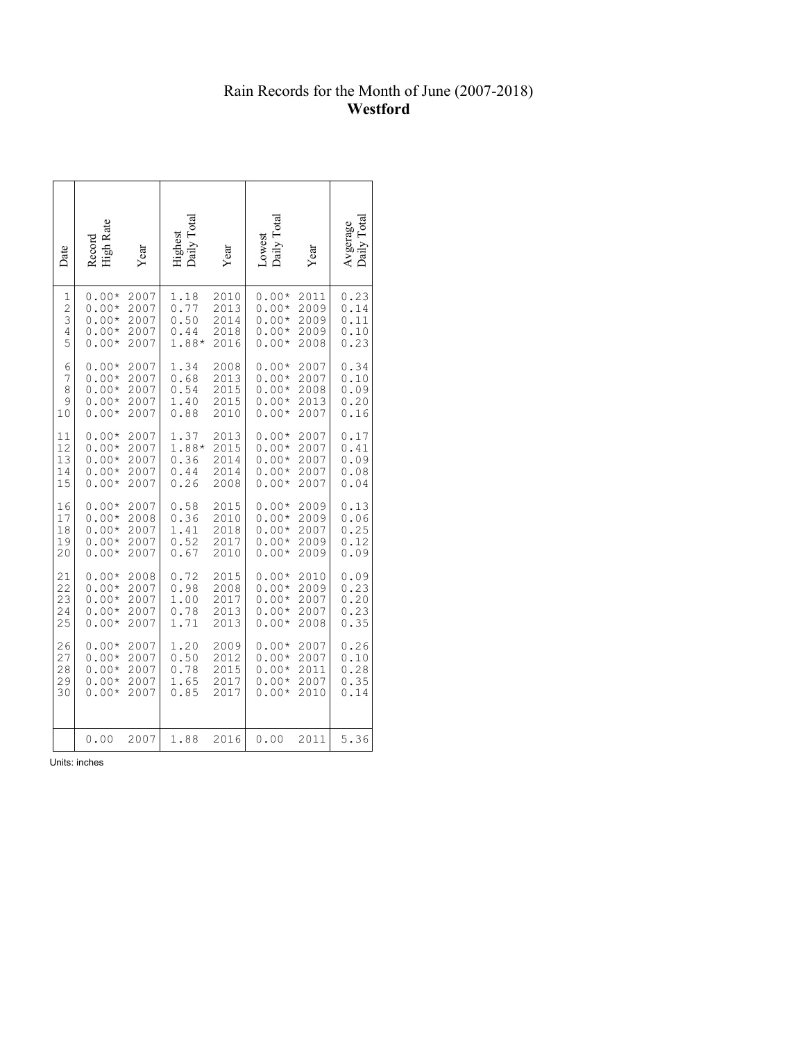# Rain Records for the Month of June (2007-2018)
## **Westford**

| Date | Record High Rate | Year | Highest Daily Total | Year | Lowest Daily Total | Year | Avgerage Daily Total |
|---|---|---|---|---|---|---|---|
| 1 | 0.00* | 2007 | 1.18 | 2010 | 0.00* | 2011 | 0.23 |
| 2 | 0.00* | 2007 | 0.77 | 2013 | 0.00* | 2009 | 0.14 |
| 3 | 0.00* | 2007 | 0.50 | 2014 | 0.00* | 2009 | 0.11 |
| 4 | 0.00* | 2007 | 0.44 | 2018 | 0.00* | 2009 | 0.10 |
| 5 | 0.00* | 2007 | 1.88* | 2016 | 0.00* | 2008 | 0.23 |
| 6 | 0.00* | 2007 | 1.34 | 2008 | 0.00* | 2007 | 0.34 |
| 7 | 0.00* | 2007 | 0.68 | 2013 | 0.00* | 2007 | 0.10 |
| 8 | 0.00* | 2007 | 0.54 | 2015 | 0.00* | 2008 | 0.09 |
| 9 | 0.00* | 2007 | 1.40 | 2015 | 0.00* | 2013 | 0.20 |
| 10 | 0.00* | 2007 | 0.88 | 2010 | 0.00* | 2007 | 0.16 |
| 11 | 0.00* | 2007 | 1.37 | 2013 | 0.00* | 2007 | 0.17 |
| 12 | 0.00* | 2007 | 1.88* | 2015 | 0.00* | 2007 | 0.41 |
| 13 | 0.00* | 2007 | 0.36 | 2014 | 0.00* | 2007 | 0.09 |
| 14 | 0.00* | 2007 | 0.44 | 2014 | 0.00* | 2007 | 0.08 |
| 15 | 0.00* | 2007 | 0.26 | 2008 | 0.00* | 2007 | 0.04 |
| 16 | 0.00* | 2007 | 0.58 | 2015 | 0.00* | 2009 | 0.13 |
| 17 | 0.00* | 2008 | 0.36 | 2010 | 0.00* | 2009 | 0.06 |
| 18 | 0.00* | 2007 | 1.41 | 2018 | 0.00* | 2007 | 0.25 |
| 19 | 0.00* | 2007 | 0.52 | 2017 | 0.00* | 2009 | 0.12 |
| 20 | 0.00* | 2007 | 0.67 | 2010 | 0.00* | 2009 | 0.09 |
| 21 | 0.00* | 2008 | 0.72 | 2015 | 0.00* | 2010 | 0.09 |
| 22 | 0.00* | 2007 | 0.98 | 2008 | 0.00* | 2009 | 0.23 |
| 23 | 0.00* | 2007 | 1.00 | 2017 | 0.00* | 2007 | 0.20 |
| 24 | 0.00* | 2007 | 0.78 | 2013 | 0.00* | 2007 | 0.23 |
| 25 | 0.00* | 2007 | 1.71 | 2013 | 0.00* | 2008 | 0.35 |
| 26 | 0.00* | 2007 | 1.20 | 2009 | 0.00* | 2007 | 0.26 |
| 27 | 0.00* | 2007 | 0.50 | 2012 | 0.00* | 2007 | 0.10 |
| 28 | 0.00* | 2007 | 0.78 | 2015 | 0.00* | 2011 | 0.28 |
| 29 | 0.00* | 2007 | 1.65 | 2017 | 0.00* | 2007 | 0.35 |
| 30 | 0.00* | 2007 | 0.85 | 2017 | 0.00* | 2010 | 0.14 |
| | 0.00 | 2007 | 1.88 | 2016 | 0.00 | 2011 | 5.36 |

Units: inches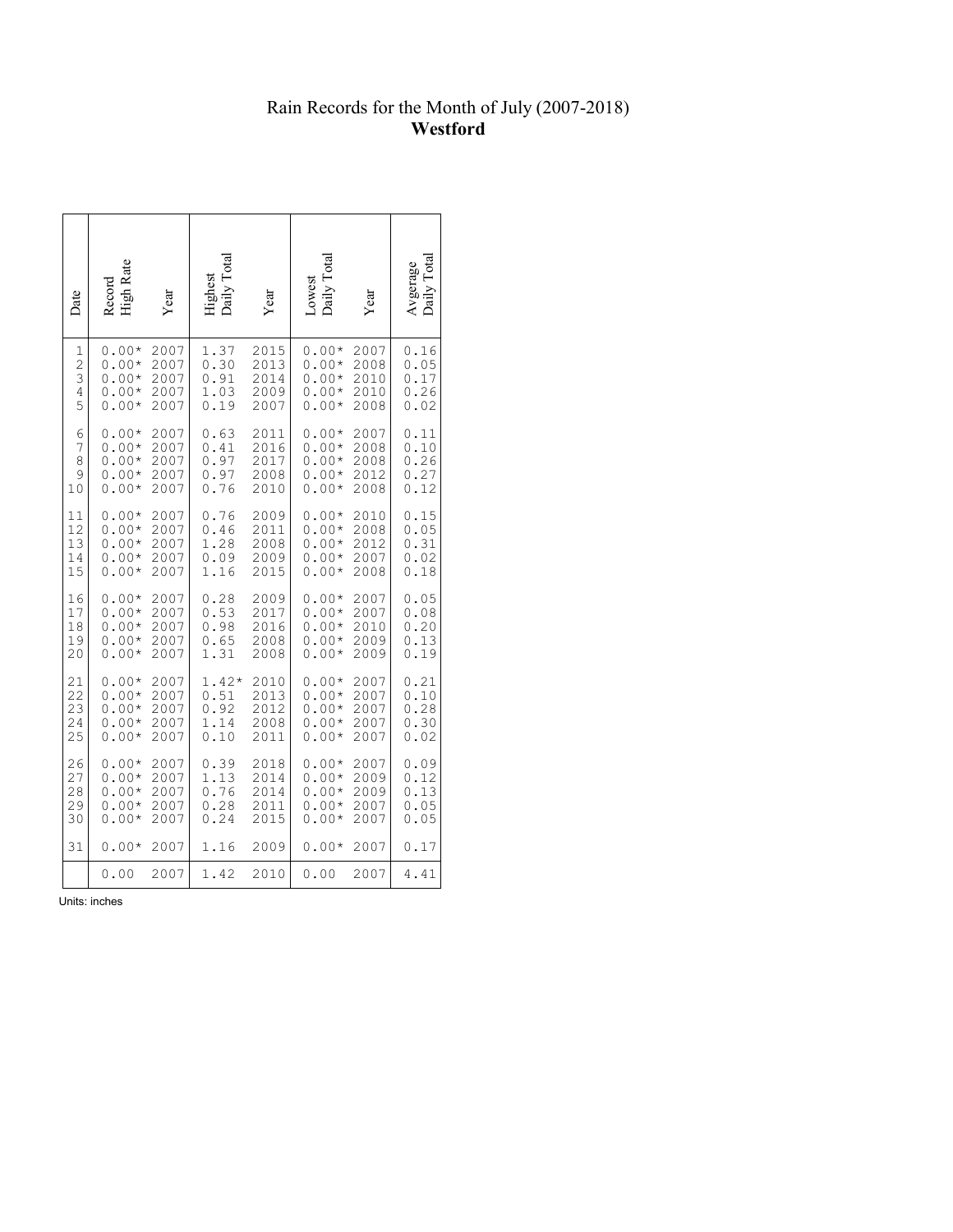# Rain Records for the Month of July (2007-2018)
**Westford**

| Date | Record High Rate | Year | Highest Daily Total | Year | Lowest Daily Total | Year | Avgerage Daily Total |
|---|---|---|---|---|---|---|---|
| 1 | 0.00* | 2007 | 1.37 | 2015 | 0.00* | 2007 | 0.16 |
| 2 | 0.00* | 2007 | 0.30 | 2013 | 0.00* | 2008 | 0.05 |
| 3 | 0.00* | 2007 | 0.91 | 2014 | 0.00* | 2010 | 0.17 |
| 4 | 0.00* | 2007 | 1.03 | 2009 | 0.00* | 2010 | 0.26 |
| 5 | 0.00* | 2007 | 0.19 | 2007 | 0.00* | 2008 | 0.02 |
| 6 | 0.00* | 2007 | 0.63 | 2011 | 0.00* | 2007 | 0.11 |
| 7 | 0.00* | 2007 | 0.41 | 2016 | 0.00* | 2008 | 0.10 |
| 8 | 0.00* | 2007 | 0.97 | 2017 | 0.00* | 2008 | 0.26 |
| 9 | 0.00* | 2007 | 0.97 | 2008 | 0.00* | 2012 | 0.27 |
| 10 | 0.00* | 2007 | 0.76 | 2010 | 0.00* | 2008 | 0.12 |
| 11 | 0.00* | 2007 | 0.76 | 2009 | 0.00* | 2010 | 0.15 |
| 12 | 0.00* | 2007 | 0.46 | 2011 | 0.00* | 2008 | 0.05 |
| 13 | 0.00* | 2007 | 1.28 | 2008 | 0.00* | 2012 | 0.31 |
| 14 | 0.00* | 2007 | 0.09 | 2009 | 0.00* | 2007 | 0.02 |
| 15 | 0.00* | 2007 | 1.16 | 2015 | 0.00* | 2008 | 0.18 |
| 16 | 0.00* | 2007 | 0.28 | 2009 | 0.00* | 2007 | 0.05 |
| 17 | 0.00* | 2007 | 0.53 | 2017 | 0.00* | 2007 | 0.08 |
| 18 | 0.00* | 2007 | 0.98 | 2016 | 0.00* | 2010 | 0.20 |
| 19 | 0.00* | 2007 | 0.65 | 2008 | 0.00* | 2009 | 0.13 |
| 20 | 0.00* | 2007 | 1.31 | 2008 | 0.00* | 2009 | 0.19 |
| 21 | 0.00* | 2007 | 1.42* | 2010 | 0.00* | 2007 | 0.21 |
| 22 | 0.00* | 2007 | 0.51 | 2013 | 0.00* | 2007 | 0.10 |
| 23 | 0.00* | 2007 | 0.92 | 2012 | 0.00* | 2007 | 0.28 |
| 24 | 0.00* | 2007 | 1.14 | 2008 | 0.00* | 2007 | 0.30 |
| 25 | 0.00* | 2007 | 0.10 | 2011 | 0.00* | 2007 | 0.02 |
| 26 | 0.00* | 2007 | 0.39 | 2018 | 0.00* | 2007 | 0.09 |
| 27 | 0.00* | 2007 | 1.13 | 2014 | 0.00* | 2009 | 0.12 |
| 28 | 0.00* | 2007 | 0.76 | 2014 | 0.00* | 2009 | 0.13 |
| 29 | 0.00* | 2007 | 0.28 | 2011 | 0.00* | 2007 | 0.05 |
| 30 | 0.00* | 2007 | 0.24 | 2015 | 0.00* | 2007 | 0.05 |
| 31 | 0.00* | 2007 | 1.16 | 2009 | 0.00* | 2007 | 0.17 |
| | 0.00 | 2007 | 1.42 | 2010 | 0.00 | 2007 | 4.41 |

Units: inches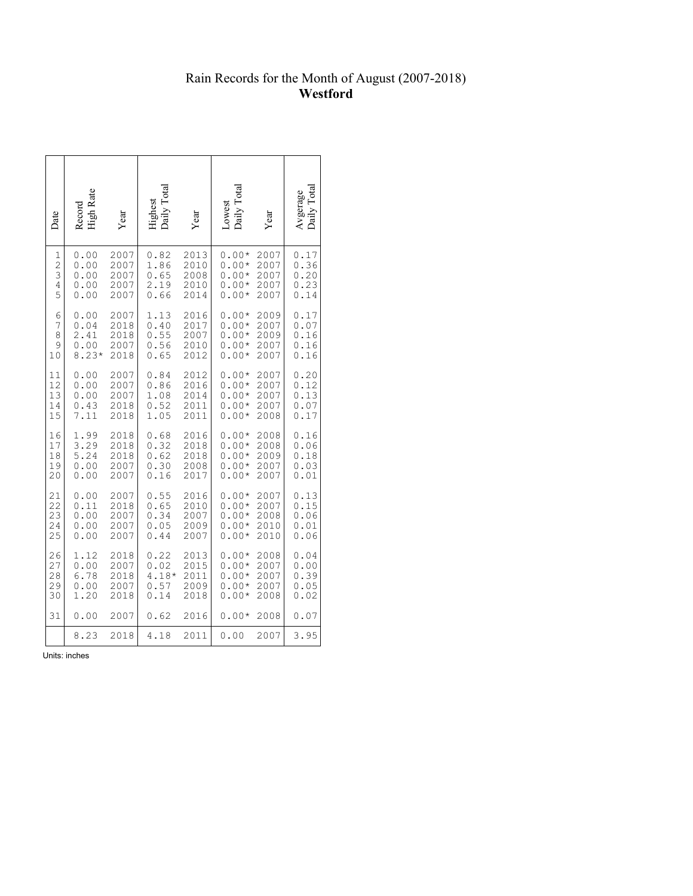# Rain Records for the Month of August (2007-2018)
## **Westford**

| Date | Record High Rate | Year | Highest Daily Total | Year | Lowest Daily Total | Year | Avgerage Daily Total |
|---|---|---|---|---|---|---|---|
| 1 | 0.00 | 2007 | 0.82 | 2013 | 0.00* | 2007 | 0.17 |
| 2 | 0.00 | 2007 | 1.86 | 2010 | 0.00* | 2007 | 0.36 |
| 3 | 0.00 | 2007 | 0.65 | 2008 | 0.00* | 2007 | 0.20 |
| 4 | 0.00 | 2007 | 2.19 | 2010 | 0.00* | 2007 | 0.23 |
| 5 | 0.00 | 2007 | 0.66 | 2014 | 0.00* | 2007 | 0.14 |
| 6 | 0.00 | 2007 | 1.13 | 2016 | 0.00* | 2009 | 0.17 |
| 7 | 0.04 | 2018 | 0.40 | 2017 | 0.00* | 2007 | 0.07 |
| 8 | 2.41 | 2018 | 0.55 | 2007 | 0.00* | 2009 | 0.16 |
| 9 | 0.00 | 2007 | 0.56 | 2010 | 0.00* | 2007 | 0.16 |
| 10 | 8.23* | 2018 | 0.65 | 2012 | 0.00* | 2007 | 0.16 |
| 11 | 0.00 | 2007 | 0.84 | 2012 | 0.00* | 2007 | 0.20 |
| 12 | 0.00 | 2007 | 0.86 | 2016 | 0.00* | 2007 | 0.12 |
| 13 | 0.00 | 2007 | 1.08 | 2014 | 0.00* | 2007 | 0.13 |
| 14 | 0.43 | 2018 | 0.52 | 2011 | 0.00* | 2007 | 0.07 |
| 15 | 7.11 | 2018 | 1.05 | 2011 | 0.00* | 2008 | 0.17 |
| 16 | 1.99 | 2018 | 0.68 | 2016 | 0.00* | 2008 | 0.16 |
| 17 | 3.29 | 2018 | 0.32 | 2018 | 0.00* | 2008 | 0.06 |
| 18 | 5.24 | 2018 | 0.62 | 2018 | 0.00* | 2009 | 0.18 |
| 19 | 0.00 | 2007 | 0.30 | 2008 | 0.00* | 2007 | 0.03 |
| 20 | 0.00 | 2007 | 0.16 | 2017 | 0.00* | 2007 | 0.01 |
| 21 | 0.00 | 2007 | 0.55 | 2016 | 0.00* | 2007 | 0.13 |
| 22 | 0.11 | 2018 | 0.65 | 2010 | 0.00* | 2007 | 0.15 |
| 23 | 0.00 | 2007 | 0.34 | 2007 | 0.00* | 2008 | 0.06 |
| 24 | 0.00 | 2007 | 0.05 | 2009 | 0.00* | 2010 | 0.01 |
| 25 | 0.00 | 2007 | 0.44 | 2007 | 0.00* | 2010 | 0.06 |
| 26 | 1.12 | 2018 | 0.22 | 2013 | 0.00* | 2008 | 0.04 |
| 27 | 0.00 | 2007 | 0.02 | 2015 | 0.00* | 2007 | 0.00 |
| 28 | 6.78 | 2018 | 4.18* | 2011 | 0.00* | 2007 | 0.39 |
| 29 | 0.00 | 2007 | 0.57 | 2009 | 0.00* | 2007 | 0.05 |
| 30 | 1.20 | 2018 | 0.14 | 2018 | 0.00* | 2008 | 0.02 |
| 31 | 0.00 | 2007 | 0.62 | 2016 | 0.00* | 2008 | 0.07 |
| | 8.23 | 2018 | 4.18 | 2011 | 0.00 | 2007 | 3.95 |

Units: inches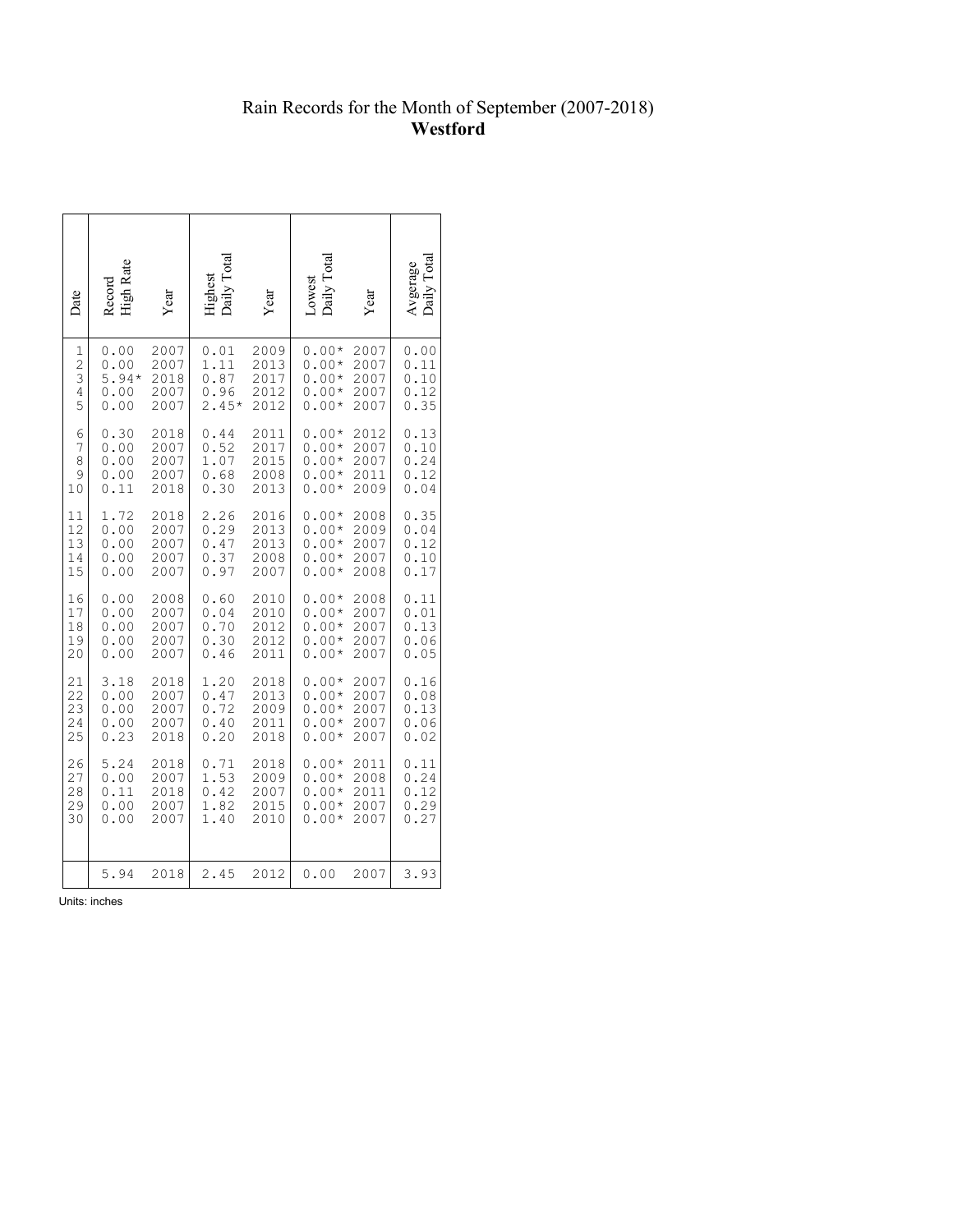# Rain Records for the Month of September (2007-2018)
**Westford**

| Date | Record High Rate | Year | Highest Daily Total | Year | Lowest Daily Total | Year | Avgerage Daily Total |
|---|---|---|---|---|---|---|---|
| 1 | 0.00 | 2007 | 0.01 | 2009 | 0.00* | 2007 | 0.00 |
| 2 | 0.00 | 2007 | 1.11 | 2013 | 0.00* | 2007 | 0.11 |
| 3 | 5.94* | 2018 | 0.87 | 2017 | 0.00* | 2007 | 0.10 |
| 4 | 0.00 | 2007 | 0.96 | 2012 | 0.00* | 2007 | 0.12 |
| 5 | 0.00 | 2007 | 2.45* | 2012 | 0.00* | 2007 | 0.35 |
| 6 | 0.30 | 2018 | 0.44 | 2011 | 0.00* | 2012 | 0.13 |
| 7 | 0.00 | 2007 | 0.52 | 2017 | 0.00* | 2007 | 0.10 |
| 8 | 0.00 | 2007 | 1.07 | 2015 | 0.00* | 2007 | 0.24 |
| 9 | 0.00 | 2007 | 0.68 | 2008 | 0.00* | 2011 | 0.12 |
| 10 | 0.11 | 2018 | 0.30 | 2013 | 0.00* | 2009 | 0.04 |
| 11 | 1.72 | 2018 | 2.26 | 2016 | 0.00* | 2008 | 0.35 |
| 12 | 0.00 | 2007 | 0.29 | 2013 | 0.00* | 2009 | 0.04 |
| 13 | 0.00 | 2007 | 0.47 | 2013 | 0.00* | 2007 | 0.12 |
| 14 | 0.00 | 2007 | 0.37 | 2008 | 0.00* | 2007 | 0.10 |
| 15 | 0.00 | 2007 | 0.97 | 2007 | 0.00* | 2008 | 0.17 |
| 16 | 0.00 | 2008 | 0.60 | 2010 | 0.00* | 2008 | 0.11 |
| 17 | 0.00 | 2007 | 0.04 | 2010 | 0.00* | 2007 | 0.01 |
| 18 | 0.00 | 2007 | 0.70 | 2012 | 0.00* | 2007 | 0.13 |
| 19 | 0.00 | 2007 | 0.30 | 2012 | 0.00* | 2007 | 0.06 |
| 20 | 0.00 | 2007 | 0.46 | 2011 | 0.00* | 2007 | 0.05 |
| 21 | 3.18 | 2018 | 1.20 | 2018 | 0.00* | 2007 | 0.16 |
| 22 | 0.00 | 2007 | 0.47 | 2013 | 0.00* | 2007 | 0.08 |
| 23 | 0.00 | 2007 | 0.72 | 2009 | 0.00* | 2007 | 0.13 |
| 24 | 0.00 | 2007 | 0.40 | 2011 | 0.00* | 2007 | 0.06 |
| 25 | 0.23 | 2018 | 0.20 | 2018 | 0.00* | 2007 | 0.02 |
| 26 | 5.24 | 2018 | 0.71 | 2018 | 0.00* | 2011 | 0.11 |
| 27 | 0.00 | 2007 | 1.53 | 2009 | 0.00* | 2008 | 0.24 |
| 28 | 0.11 | 2018 | 0.42 | 2007 | 0.00* | 2011 | 0.12 |
| 29 | 0.00 | 2007 | 1.82 | 2015 | 0.00* | 2007 | 0.29 |
| 30 | 0.00 | 2007 | 1.40 | 2010 | 0.00* | 2007 | 0.27 |
| | 5.94 | 2018 | 2.45 | 2012 | 0.00 | 2007 | 3.93 |

Units: inches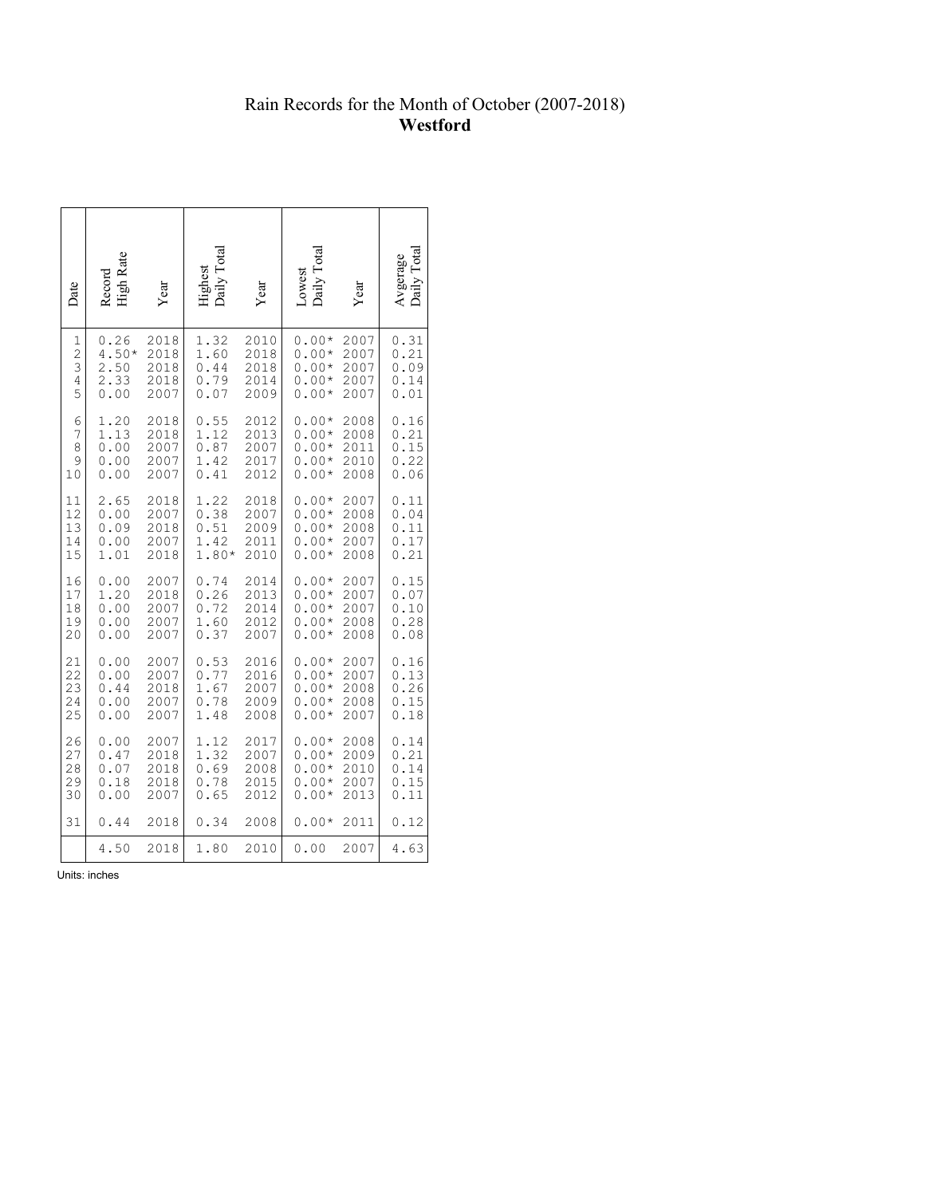# Rain Records for the Month of October (2007-2018)
## Westford

| Date | Record High Rate | Year | Highest Daily Total | Year | Lowest Daily Total | Year | Avgerage Daily Total |
|---|---|---|---|---|---|---|---|
| 1 | 0.26 | 2018 | 1.32 | 2010 | 0.00* | 2007 | 0.31 |
| 2 | 4.50* | 2018 | 1.60 | 2018 | 0.00* | 2007 | 0.21 |
| 3 | 2.50 | 2018 | 0.44 | 2018 | 0.00* | 2007 | 0.09 |
| 4 | 2.33 | 2018 | 0.79 | 2014 | 0.00* | 2007 | 0.14 |
| 5 | 0.00 | 2007 | 0.07 | 2009 | 0.00* | 2007 | 0.01 |
| 6 | 1.20 | 2018 | 0.55 | 2012 | 0.00* | 2008 | 0.16 |
| 7 | 1.13 | 2018 | 1.12 | 2013 | 0.00* | 2008 | 0.21 |
| 8 | 0.00 | 2007 | 0.87 | 2007 | 0.00* | 2011 | 0.15 |
| 9 | 0.00 | 2007 | 1.42 | 2017 | 0.00* | 2010 | 0.22 |
| 10 | 0.00 | 2007 | 0.41 | 2012 | 0.00* | 2008 | 0.06 |
| 11 | 2.65 | 2018 | 1.22 | 2018 | 0.00* | 2007 | 0.11 |
| 12 | 0.00 | 2007 | 0.38 | 2007 | 0.00* | 2008 | 0.04 |
| 13 | 0.09 | 2018 | 0.51 | 2009 | 0.00* | 2008 | 0.11 |
| 14 | 0.00 | 2007 | 1.42 | 2011 | 0.00* | 2007 | 0.17 |
| 15 | 1.01 | 2018 | 1.80* | 2010 | 0.00* | 2008 | 0.21 |
| 16 | 0.00 | 2007 | 0.74 | 2014 | 0.00* | 2007 | 0.15 |
| 17 | 1.20 | 2018 | 0.26 | 2013 | 0.00* | 2007 | 0.07 |
| 18 | 0.00 | 2007 | 0.72 | 2014 | 0.00* | 2007 | 0.10 |
| 19 | 0.00 | 2007 | 1.60 | 2012 | 0.00* | 2008 | 0.28 |
| 20 | 0.00 | 2007 | 0.37 | 2007 | 0.00* | 2008 | 0.08 |
| 21 | 0.00 | 2007 | 0.53 | 2016 | 0.00* | 2007 | 0.16 |
| 22 | 0.00 | 2007 | 0.77 | 2016 | 0.00* | 2007 | 0.13 |
| 23 | 0.44 | 2018 | 1.67 | 2007 | 0.00* | 2008 | 0.26 |
| 24 | 0.00 | 2007 | 0.78 | 2009 | 0.00* | 2008 | 0.15 |
| 25 | 0.00 | 2007 | 1.48 | 2008 | 0.00* | 2007 | 0.18 |
| 26 | 0.00 | 2007 | 1.12 | 2017 | 0.00* | 2008 | 0.14 |
| 27 | 0.47 | 2018 | 1.32 | 2007 | 0.00* | 2009 | 0.21 |
| 28 | 0.07 | 2018 | 0.69 | 2008 | 0.00* | 2010 | 0.14 |
| 29 | 0.18 | 2018 | 0.78 | 2015 | 0.00* | 2007 | 0.15 |
| 30 | 0.00 | 2007 | 0.65 | 2012 | 0.00* | 2013 | 0.11 |
| 31 | 0.44 | 2018 | 0.34 | 2008 | 0.00* | 2011 | 0.12 |
| | 4.50 | 2018 | 1.80 | 2010 | 0.00 | 2007 | 4.63 |

Units: inches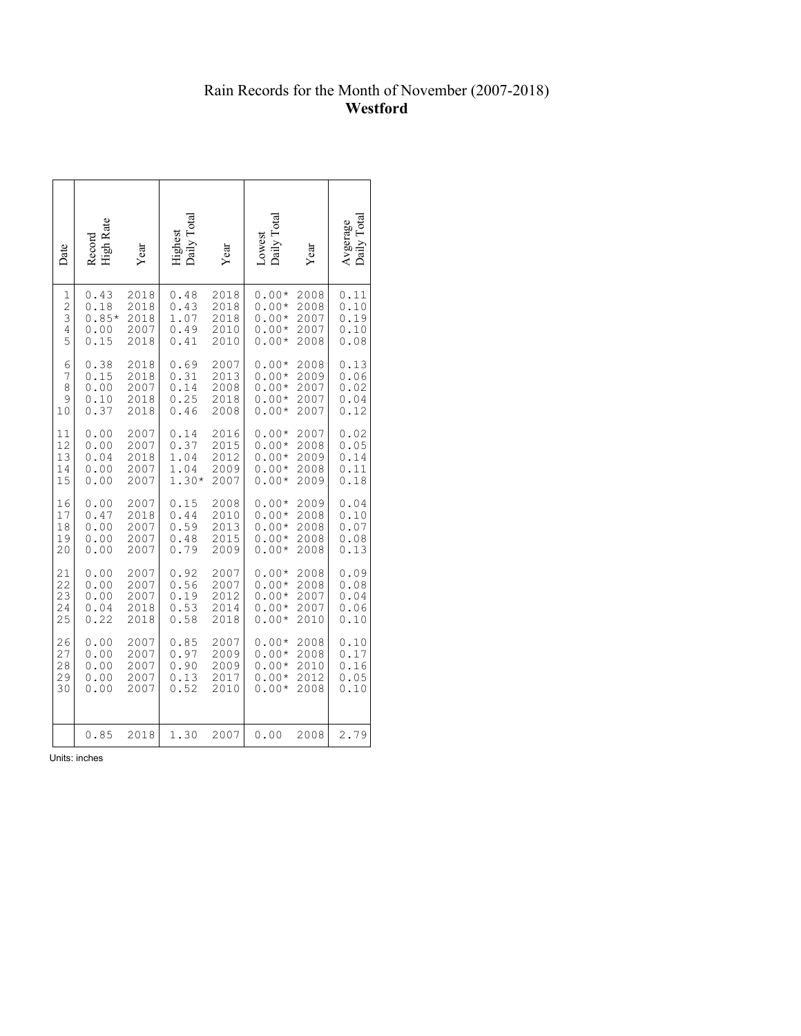# Rain Records for the Month of November (2007-2018)
**Westford**

| Date | Record High Rate | Year | Highest Daily Total | Year | Lowest Daily Total | Year | Avgerage Daily Total |
|---|---|---|---|---|---|---|---|
| 1 | 0.43 | 2018 | 0.48 | 2018 | 0.00* | 2008 | 0.11 |
| 2 | 0.18 | 2018 | 0.43 | 2018 | 0.00* | 2008 | 0.10 |
| 3 | 0.85* | 2018 | 1.07 | 2018 | 0.00* | 2007 | 0.19 |
| 4 | 0.00 | 2007 | 0.49 | 2010 | 0.00* | 2007 | 0.10 |
| 5 | 0.15 | 2018 | 0.41 | 2010 | 0.00* | 2008 | 0.08 |
| 6 | 0.38 | 2018 | 0.69 | 2007 | 0.00* | 2008 | 0.13 |
| 7 | 0.15 | 2018 | 0.31 | 2013 | 0.00* | 2009 | 0.06 |
| 8 | 0.00 | 2007 | 0.14 | 2008 | 0.00* | 2007 | 0.02 |
| 9 | 0.10 | 2018 | 0.25 | 2018 | 0.00* | 2007 | 0.04 |
| 10 | 0.37 | 2018 | 0.46 | 2008 | 0.00* | 2007 | 0.12 |
| 11 | 0.00 | 2007 | 0.14 | 2016 | 0.00* | 2007 | 0.02 |
| 12 | 0.00 | 2007 | 0.37 | 2015 | 0.00* | 2008 | 0.05 |
| 13 | 0.04 | 2018 | 1.04 | 2012 | 0.00* | 2009 | 0.14 |
| 14 | 0.00 | 2007 | 1.04 | 2009 | 0.00* | 2008 | 0.11 |
| 15 | 0.00 | 2007 | 1.30* | 2007 | 0.00* | 2009 | 0.18 |
| 16 | 0.00 | 2007 | 0.15 | 2008 | 0.00* | 2009 | 0.04 |
| 17 | 0.47 | 2018 | 0.44 | 2010 | 0.00* | 2008 | 0.10 |
| 18 | 0.00 | 2007 | 0.59 | 2013 | 0.00* | 2008 | 0.07 |
| 19 | 0.00 | 2007 | 0.48 | 2015 | 0.00* | 2008 | 0.08 |
| 20 | 0.00 | 2007 | 0.79 | 2009 | 0.00* | 2008 | 0.13 |
| 21 | 0.00 | 2007 | 0.92 | 2007 | 0.00* | 2008 | 0.09 |
| 22 | 0.00 | 2007 | 0.56 | 2007 | 0.00* | 2008 | 0.08 |
| 23 | 0.00 | 2007 | 0.19 | 2012 | 0.00* | 2007 | 0.04 |
| 24 | 0.04 | 2018 | 0.53 | 2014 | 0.00* | 2007 | 0.06 |
| 25 | 0.22 | 2018 | 0.58 | 2018 | 0.00* | 2010 | 0.10 |
| 26 | 0.00 | 2007 | 0.85 | 2007 | 0.00* | 2008 | 0.10 |
| 27 | 0.00 | 2007 | 0.97 | 2009 | 0.00* | 2008 | 0.17 |
| 28 | 0.00 | 2007 | 0.90 | 2009 | 0.00* | 2010 | 0.16 |
| 29 | 0.00 | 2007 | 0.13 | 2017 | 0.00* | 2012 | 0.05 |
| 30 | 0.00 | 2007 | 0.52 | 2010 | 0.00* | 2008 | 0.10 |
| | 0.85 | 2018 | 1.30 | 2007 | 0.00 | 2008 | 2.79 |

Units: inches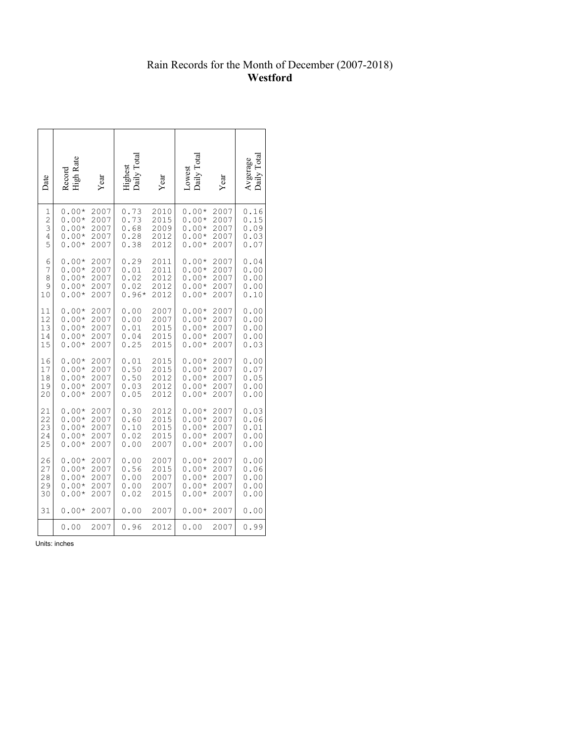Rain Records for the Month of December (2007-2018)
**Westford**

| Date | Record High Rate | Year | Highest Daily Total | Year | Lowest Daily Total | Year | Avgerage Daily Total |
|---|---|---|---|---|---|---|---|
| 1 | 0.00* | 2007 | 0.73 | 2010 | 0.00* | 2007 | 0.16 |
| 2 | 0.00* | 2007 | 0.73 | 2015 | 0.00* | 2007 | 0.15 |
| 3 | 0.00* | 2007 | 0.68 | 2009 | 0.00* | 2007 | 0.09 |
| 4 | 0.00* | 2007 | 0.28 | 2012 | 0.00* | 2007 | 0.03 |
| 5 | 0.00* | 2007 | 0.38 | 2012 | 0.00* | 2007 | 0.07 |
| 6 | 0.00* | 2007 | 0.29 | 2011 | 0.00* | 2007 | 0.04 |
| 7 | 0.00* | 2007 | 0.01 | 2011 | 0.00* | 2007 | 0.00 |
| 8 | 0.00* | 2007 | 0.02 | 2012 | 0.00* | 2007 | 0.00 |
| 9 | 0.00* | 2007 | 0.02 | 2012 | 0.00* | 2007 | 0.00 |
| 10 | 0.00* | 2007 | 0.96* | 2012 | 0.00* | 2007 | 0.10 |
| 11 | 0.00* | 2007 | 0.00 | 2007 | 0.00* | 2007 | 0.00 |
| 12 | 0.00* | 2007 | 0.00 | 2007 | 0.00* | 2007 | 0.00 |
| 13 | 0.00* | 2007 | 0.01 | 2015 | 0.00* | 2007 | 0.00 |
| 14 | 0.00* | 2007 | 0.04 | 2015 | 0.00* | 2007 | 0.00 |
| 15 | 0.00* | 2007 | 0.25 | 2015 | 0.00* | 2007 | 0.03 |
| 16 | 0.00* | 2007 | 0.01 | 2015 | 0.00* | 2007 | 0.00 |
| 17 | 0.00* | 2007 | 0.50 | 2015 | 0.00* | 2007 | 0.07 |
| 18 | 0.00* | 2007 | 0.50 | 2012 | 0.00* | 2007 | 0.05 |
| 19 | 0.00* | 2007 | 0.03 | 2012 | 0.00* | 2007 | 0.00 |
| 20 | 0.00* | 2007 | 0.05 | 2012 | 0.00* | 2007 | 0.00 |
| 21 | 0.00* | 2007 | 0.30 | 2012 | 0.00* | 2007 | 0.03 |
| 22 | 0.00* | 2007 | 0.60 | 2015 | 0.00* | 2007 | 0.06 |
| 23 | 0.00* | 2007 | 0.10 | 2015 | 0.00* | 2007 | 0.01 |
| 24 | 0.00* | 2007 | 0.02 | 2015 | 0.00* | 2007 | 0.00 |
| 25 | 0.00* | 2007 | 0.00 | 2007 | 0.00* | 2007 | 0.00 |
| 26 | 0.00* | 2007 | 0.00 | 2007 | 0.00* | 2007 | 0.00 |
| 27 | 0.00* | 2007 | 0.56 | 2015 | 0.00* | 2007 | 0.06 |
| 28 | 0.00* | 2007 | 0.00 | 2007 | 0.00* | 2007 | 0.00 |
| 29 | 0.00* | 2007 | 0.00 | 2007 | 0.00* | 2007 | 0.00 |
| 30 | 0.00* | 2007 | 0.02 | 2015 | 0.00* | 2007 | 0.00 |
| 31 | 0.00* | 2007 | 0.00 | 2007 | 0.00* | 2007 | 0.00 |
| | 0.00 | 2007 | 0.96 | 2012 | 0.00 | 2007 | 0.99 |

Units: inches